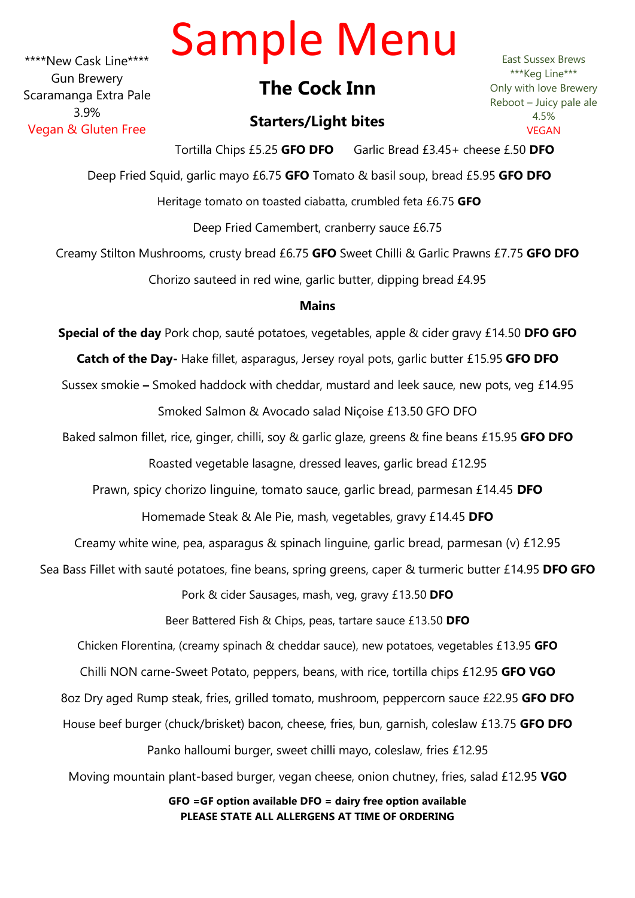# Sample Menu

****New Cask Line****
Gun Brewery
Scaramanga Extra Pale
3.9%
Vegan & Gluten Free

## The Cock Inn

East Sussex Brews
***Keg Line***
Only with love Brewery
Reboot – Juicy pale ale
4.5%
VEGAN

### Starters/Light bites

Tortilla Chips £5.25 **GFO DFO** Garlic Bread £3.45+ cheese £.50 **DFO**

Deep Fried Squid, garlic mayo £6.75 **GFO** Tomato & basil soup, bread £5.95 **GFO DFO**

Heritage tomato on toasted ciabatta, crumbled feta £6.75 **GFO**

Deep Fried Camembert, cranberry sauce £6.75

Creamy Stilton Mushrooms, crusty bread £6.75 **GFO** Sweet Chilli & Garlic Prawns £7.75 **GFO DFO**

Chorizo sauteed in red wine, garlic butter, dipping bread £4.95

### Mains

**Special of the day** Pork chop, sauté potatoes, vegetables, apple & cider gravy £14.50 **DFO GFO**

**Catch of the Day-** Hake fillet, asparagus, Jersey royal pots, garlic butter £15.95 **GFO DFO**

Sussex smokie **–** Smoked haddock with cheddar, mustard and leek sauce, new pots, veg £14.95

Smoked Salmon & Avocado salad Niçoise £13.50 GFO DFO

Baked salmon fillet, rice, ginger, chilli, soy & garlic glaze, greens & fine beans £15.95 **GFO DFO**

Roasted vegetable lasagne, dressed leaves, garlic bread £12.95

Prawn, spicy chorizo linguine, tomato sauce, garlic bread, parmesan £14.45 **DFO**

Homemade Steak & Ale Pie, mash, vegetables, gravy £14.45 **DFO**

Creamy white wine, pea, asparagus & spinach linguine, garlic bread, parmesan (v) £12.95

Sea Bass Fillet with sauté potatoes, fine beans, spring greens, caper & turmeric butter £14.95 **DFO GFO**

Pork & cider Sausages, mash, veg, gravy £13.50 **DFO**

Beer Battered Fish & Chips, peas, tartare sauce £13.50 **DFO**

Chicken Florentina, (creamy spinach & cheddar sauce), new potatoes, vegetables £13.95 **GFO**

Chilli NON carne-Sweet Potato, peppers, beans, with rice, tortilla chips £12.95 **GFO VGO**

8oz Dry aged Rump steak, fries, grilled tomato, mushroom, peppercorn sauce £22.95 **GFO DFO**

House beef burger (chuck/brisket) bacon, cheese, fries, bun, garnish, coleslaw £13.75 **GFO DFO**

Panko halloumi burger, sweet chilli mayo, coleslaw, fries £12.95

Moving mountain plant-based burger, vegan cheese, onion chutney, fries, salad £12.95 **VGO**

**GFO =GF option available DFO = dairy free option available**
**PLEASE STATE ALL ALLERGENS AT TIME OF ORDERING**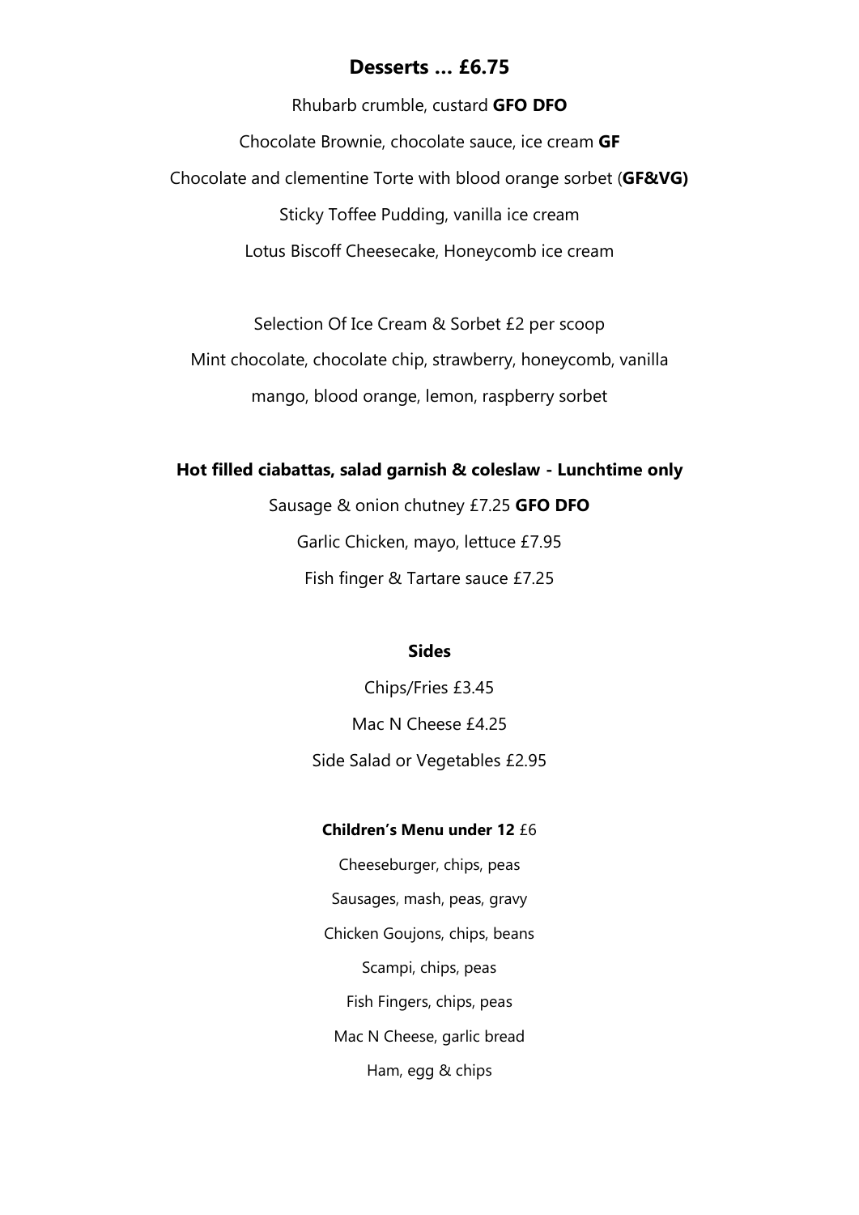## Desserts … £6.75

Rhubarb crumble, custard **GFO DFO**

Chocolate Brownie, chocolate sauce, ice cream **GF**

Chocolate and clementine Torte with blood orange sorbet (**GF&VG)**

Sticky Toffee Pudding, vanilla ice cream

Lotus Biscoff Cheesecake, Honeycomb ice cream

Selection Of Ice Cream & Sorbet £2 per scoop

Mint chocolate, chocolate chip, strawberry, honeycomb, vanilla

mango, blood orange, lemon, raspberry sorbet

**Hot filled ciabattas, salad garnish & coleslaw - Lunchtime only**

Sausage & onion chutney £7.25 **GFO DFO**

Garlic Chicken, mayo, lettuce £7.95

Fish finger & Tartare sauce £7.25

**Sides**

Chips/Fries £3.45

Mac N Cheese £4.25

Side Salad or Vegetables £2.95

**Children's Menu under 12** £6

Cheeseburger, chips, peas

Sausages, mash, peas, gravy

Chicken Goujons, chips, beans

Scampi, chips, peas

Fish Fingers, chips, peas

Mac N Cheese, garlic bread

Ham, egg & chips